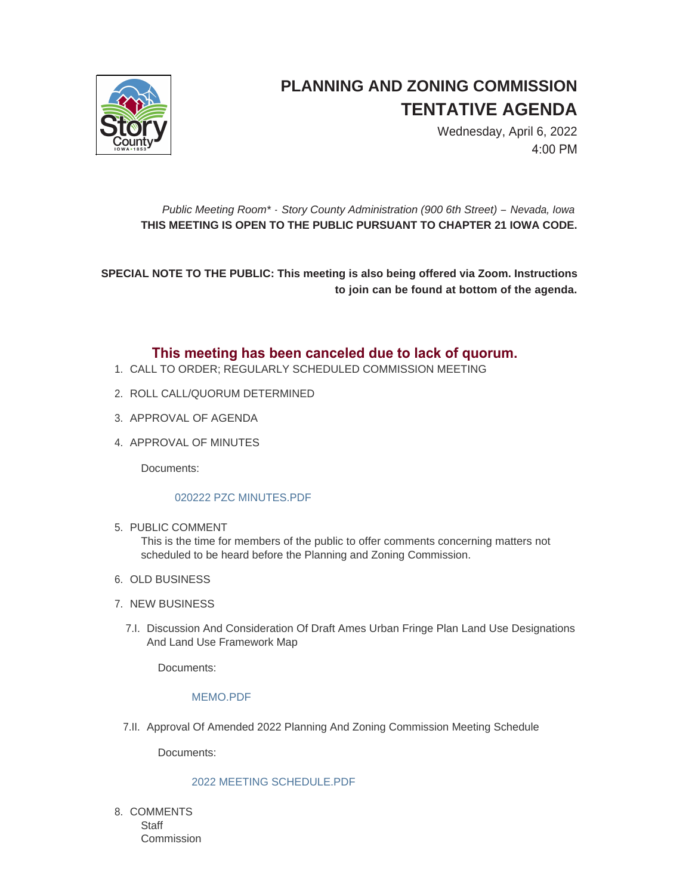# PLANNING AND ZONING COMMISSION TENTATIVE AGENDA

Wednesday, April 6, 2022
4:00 PM

*Public Meeting Room\* - Story County Administration (900 6th Street) – Nevada, Iowa*
**THIS MEETING IS OPEN TO THE PUBLIC PURSUANT TO CHAPTER 21 IOWA CODE.**

**SPECIAL NOTE TO THE PUBLIC: This meeting is also being offered via Zoom. Instructions to join can be found at bottom of the agenda.**

## This meeting has been canceled due to lack of quorum.

1. CALL TO ORDER; REGULARLY SCHEDULED COMMISSION MEETING
2. ROLL CALL/QUORUM DETERMINED
3. APPROVAL OF AGENDA
4. APPROVAL OF MINUTES

   Documents:

   020222 PZC MINUTES.PDF

5. PUBLIC COMMENT
   This is the time for members of the public to offer comments concerning matters not scheduled to be heard before the Planning and Zoning Commission.
6. OLD BUSINESS
7. NEW BUSINESS

   7.I. Discussion And Consideration Of Draft Ames Urban Fringe Plan Land Use Designations And Land Use Framework Map

   Documents:

   MEMO.PDF

   7.II. Approval Of Amended 2022 Planning And Zoning Commission Meeting Schedule

   Documents:

   2022 MEETING SCHEDULE.PDF

8. COMMENTS
   Staff
   Commission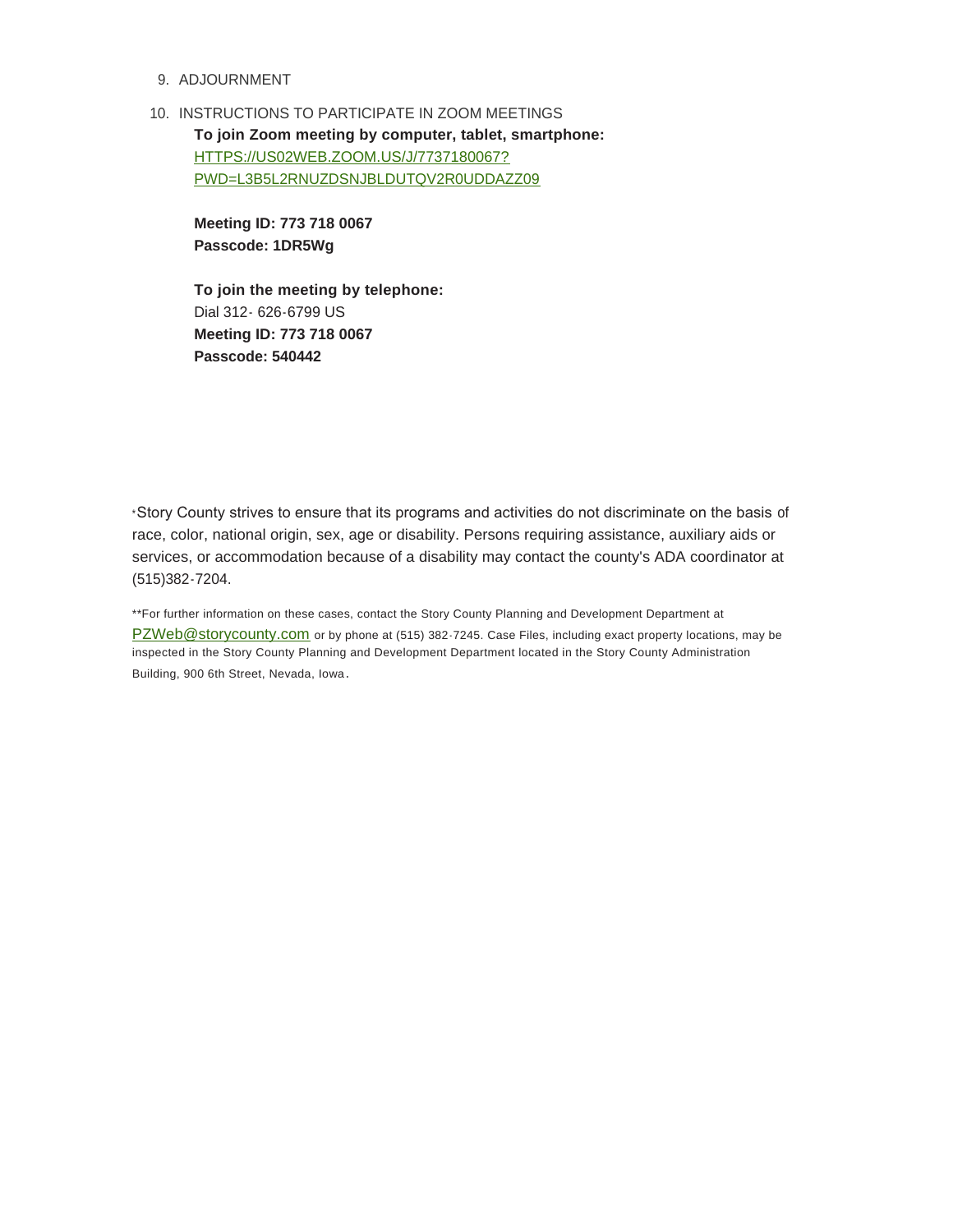9. ADJOURNMENT

10. INSTRUCTIONS TO PARTICIPATE IN ZOOM MEETINGS

    **To join Zoom meeting by computer, tablet, smartphone:**
    HTTPS://US02WEB.ZOOM.US/J/7737180067?PWD=L3B5L2RNUZDSNJBLDUTQV2R0UDDAZZ09

    **Meeting ID: 773 718 0067**
    **Passcode: 1DR5Wg**

    **To join the meeting by telephone:**
    Dial 312- 626-6799 US
    **Meeting ID: 773 718 0067**
    **Passcode: 540442**

*Story County strives to ensure that its programs and activities do not discriminate on the basis of race, color, national origin, sex, age or disability. Persons requiring assistance, auxiliary aids or services, or accommodation because of a disability may contact the county's ADA coordinator at (515)382-7204.

**For further information on these cases, contact the Story County Planning and Development Department at PZWeb@storycounty.com or by phone at (515) 382-7245. Case Files, including exact property locations, may be inspected in the Story County Planning and Development Department located in the Story County Administration Building, 900 6th Street, Nevada, Iowa.